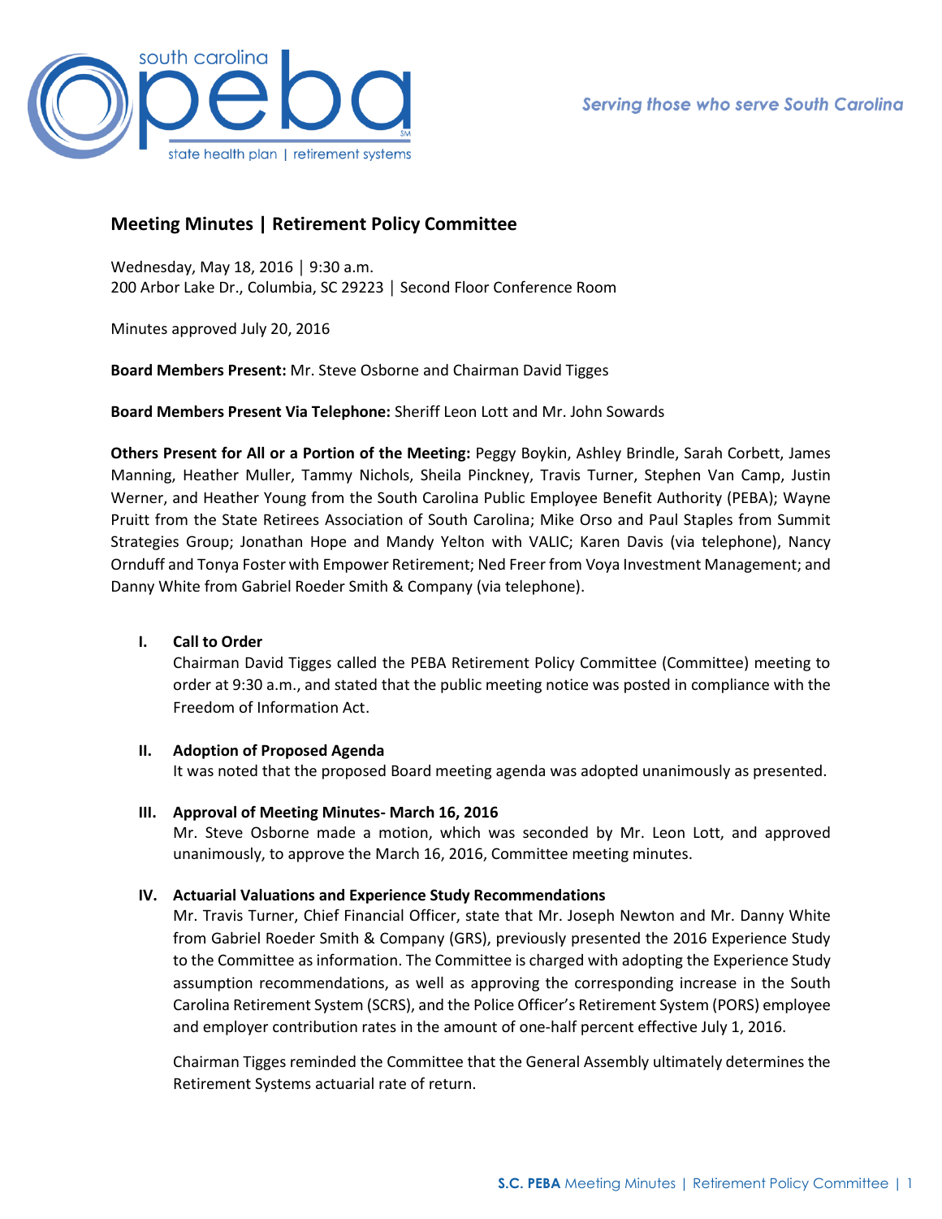# Meeting Minutes | Retirement Policy Committee

Wednesday, May 18, 2016 │ 9:30 a.m.
200 Arbor Lake Dr., Columbia, SC 29223 │ Second Floor Conference Room

Minutes approved July 20, 2016

**Board Members Present:** Mr. Steve Osborne and Chairman David Tigges

**Board Members Present Via Telephone:** Sheriff Leon Lott and Mr. John Sowards

**Others Present for All or a Portion of the Meeting:** Peggy Boykin, Ashley Brindle, Sarah Corbett, James Manning, Heather Muller, Tammy Nichols, Sheila Pinckney, Travis Turner, Stephen Van Camp, Justin Werner, and Heather Young from the South Carolina Public Employee Benefit Authority (PEBA); Wayne Pruitt from the State Retirees Association of South Carolina; Mike Orso and Paul Staples from Summit Strategies Group; Jonathan Hope and Mandy Yelton with VALIC; Karen Davis (via telephone), Nancy Ornduff and Tonya Foster with Empower Retirement; Ned Freer from Voya Investment Management; and Danny White from Gabriel Roeder Smith & Company (via telephone).

## I. Call to Order

Chairman David Tigges called the PEBA Retirement Policy Committee (Committee) meeting to order at 9:30 a.m., and stated that the public meeting notice was posted in compliance with the Freedom of Information Act.

## II. Adoption of Proposed Agenda

It was noted that the proposed Board meeting agenda was adopted unanimously as presented.

## III. Approval of Meeting Minutes- March 16, 2016

Mr. Steve Osborne made a motion, which was seconded by Mr. Leon Lott, and approved unanimously, to approve the March 16, 2016, Committee meeting minutes.

## IV. Actuarial Valuations and Experience Study Recommendations

Mr. Travis Turner, Chief Financial Officer, state that Mr. Joseph Newton and Mr. Danny White from Gabriel Roeder Smith & Company (GRS), previously presented the 2016 Experience Study to the Committee as information. The Committee is charged with adopting the Experience Study assumption recommendations, as well as approving the corresponding increase in the South Carolina Retirement System (SCRS), and the Police Officer's Retirement System (PORS) employee and employer contribution rates in the amount of one-half percent effective July 1, 2016.

Chairman Tigges reminded the Committee that the General Assembly ultimately determines the Retirement Systems actuarial rate of return.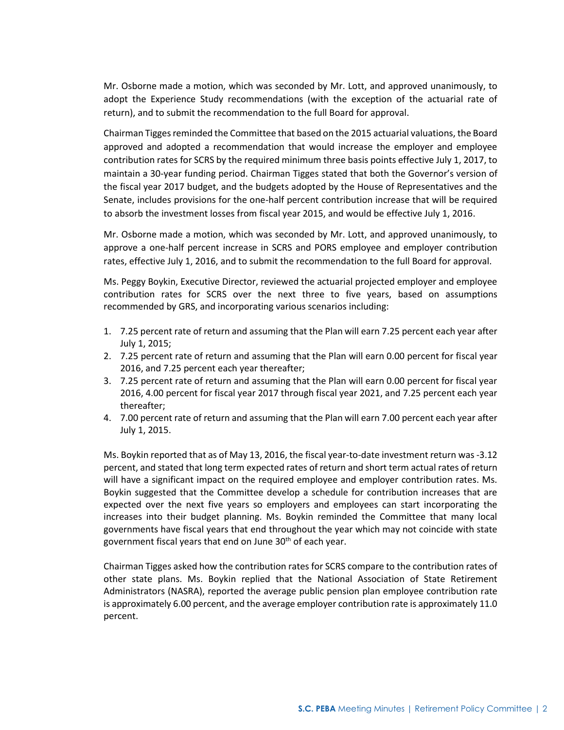Mr. Osborne made a motion, which was seconded by Mr. Lott, and approved unanimously, to adopt the Experience Study recommendations (with the exception of the actuarial rate of return), and to submit the recommendation to the full Board for approval.

Chairman Tigges reminded the Committee that based on the 2015 actuarial valuations, the Board approved and adopted a recommendation that would increase the employer and employee contribution rates for SCRS by the required minimum three basis points effective July 1, 2017, to maintain a 30-year funding period. Chairman Tigges stated that both the Governor's version of the fiscal year 2017 budget, and the budgets adopted by the House of Representatives and the Senate, includes provisions for the one-half percent contribution increase that will be required to absorb the investment losses from fiscal year 2015, and would be effective July 1, 2016.

Mr. Osborne made a motion, which was seconded by Mr. Lott, and approved unanimously, to approve a one-half percent increase in SCRS and PORS employee and employer contribution rates, effective July 1, 2016, and to submit the recommendation to the full Board for approval.

Ms. Peggy Boykin, Executive Director, reviewed the actuarial projected employer and employee contribution rates for SCRS over the next three to five years, based on assumptions recommended by GRS, and incorporating various scenarios including:

1. 7.25 percent rate of return and assuming that the Plan will earn 7.25 percent each year after July 1, 2015;
2. 7.25 percent rate of return and assuming that the Plan will earn 0.00 percent for fiscal year 2016, and 7.25 percent each year thereafter;
3. 7.25 percent rate of return and assuming that the Plan will earn 0.00 percent for fiscal year 2016, 4.00 percent for fiscal year 2017 through fiscal year 2021, and 7.25 percent each year thereafter;
4. 7.00 percent rate of return and assuming that the Plan will earn 7.00 percent each year after July 1, 2015.

Ms. Boykin reported that as of May 13, 2016, the fiscal year-to-date investment return was -3.12 percent, and stated that long term expected rates of return and short term actual rates of return will have a significant impact on the required employee and employer contribution rates. Ms. Boykin suggested that the Committee develop a schedule for contribution increases that are expected over the next five years so employers and employees can start incorporating the increases into their budget planning. Ms. Boykin reminded the Committee that many local governments have fiscal years that end throughout the year which may not coincide with state government fiscal years that end on June 30th of each year.

Chairman Tigges asked how the contribution rates for SCRS compare to the contribution rates of other state plans. Ms. Boykin replied that the National Association of State Retirement Administrators (NASRA), reported the average public pension plan employee contribution rate is approximately 6.00 percent, and the average employer contribution rate is approximately 11.0 percent.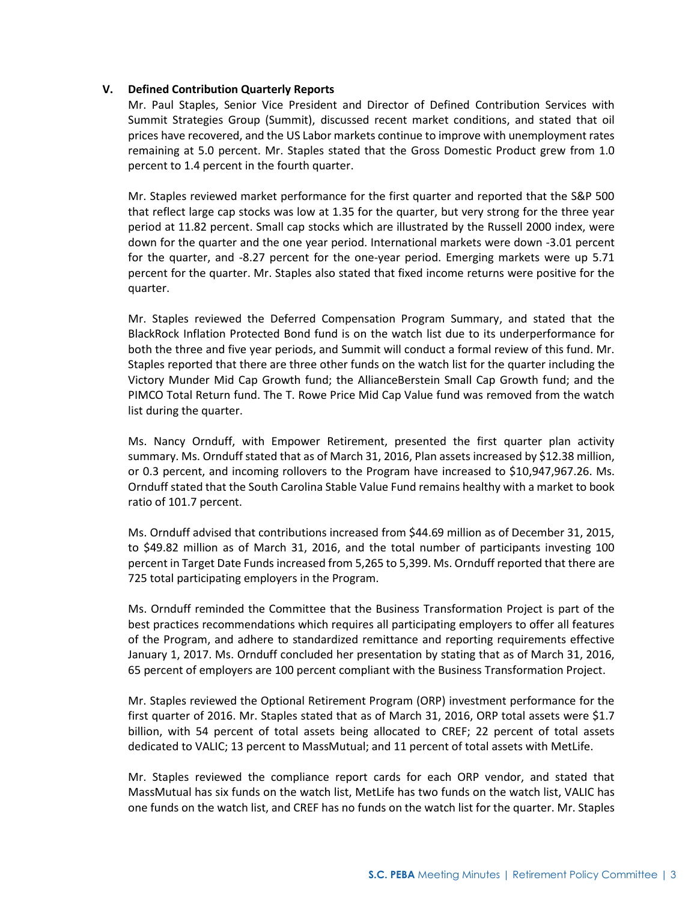## V. Defined Contribution Quarterly Reports

Mr. Paul Staples, Senior Vice President and Director of Defined Contribution Services with Summit Strategies Group (Summit), discussed recent market conditions, and stated that oil prices have recovered, and the US Labor markets continue to improve with unemployment rates remaining at 5.0 percent. Mr. Staples stated that the Gross Domestic Product grew from 1.0 percent to 1.4 percent in the fourth quarter.

Mr. Staples reviewed market performance for the first quarter and reported that the S&P 500 that reflect large cap stocks was low at 1.35 for the quarter, but very strong for the three year period at 11.82 percent. Small cap stocks which are illustrated by the Russell 2000 index, were down for the quarter and the one year period. International markets were down -3.01 percent for the quarter, and -8.27 percent for the one-year period. Emerging markets were up 5.71 percent for the quarter. Mr. Staples also stated that fixed income returns were positive for the quarter.

Mr. Staples reviewed the Deferred Compensation Program Summary, and stated that the BlackRock Inflation Protected Bond fund is on the watch list due to its underperformance for both the three and five year periods, and Summit will conduct a formal review of this fund. Mr. Staples reported that there are three other funds on the watch list for the quarter including the Victory Munder Mid Cap Growth fund; the AllianceBerstein Small Cap Growth fund; and the PIMCO Total Return fund. The T. Rowe Price Mid Cap Value fund was removed from the watch list during the quarter.

Ms. Nancy Ornduff, with Empower Retirement, presented the first quarter plan activity summary. Ms. Ornduff stated that as of March 31, 2016, Plan assets increased by $12.38 million, or 0.3 percent, and incoming rollovers to the Program have increased to $10,947,967.26. Ms. Ornduff stated that the South Carolina Stable Value Fund remains healthy with a market to book ratio of 101.7 percent.

Ms. Ornduff advised that contributions increased from $44.69 million as of December 31, 2015, to $49.82 million as of March 31, 2016, and the total number of participants investing 100 percent in Target Date Funds increased from 5,265 to 5,399. Ms. Ornduff reported that there are 725 total participating employers in the Program.

Ms. Ornduff reminded the Committee that the Business Transformation Project is part of the best practices recommendations which requires all participating employers to offer all features of the Program, and adhere to standardized remittance and reporting requirements effective January 1, 2017. Ms. Ornduff concluded her presentation by stating that as of March 31, 2016, 65 percent of employers are 100 percent compliant with the Business Transformation Project.

Mr. Staples reviewed the Optional Retirement Program (ORP) investment performance for the first quarter of 2016. Mr. Staples stated that as of March 31, 2016, ORP total assets were $1.7 billion, with 54 percent of total assets being allocated to CREF; 22 percent of total assets dedicated to VALIC; 13 percent to MassMutual; and 11 percent of total assets with MetLife.

Mr. Staples reviewed the compliance report cards for each ORP vendor, and stated that MassMutual has six funds on the watch list, MetLife has two funds on the watch list, VALIC has one funds on the watch list, and CREF has no funds on the watch list for the quarter. Mr. Staples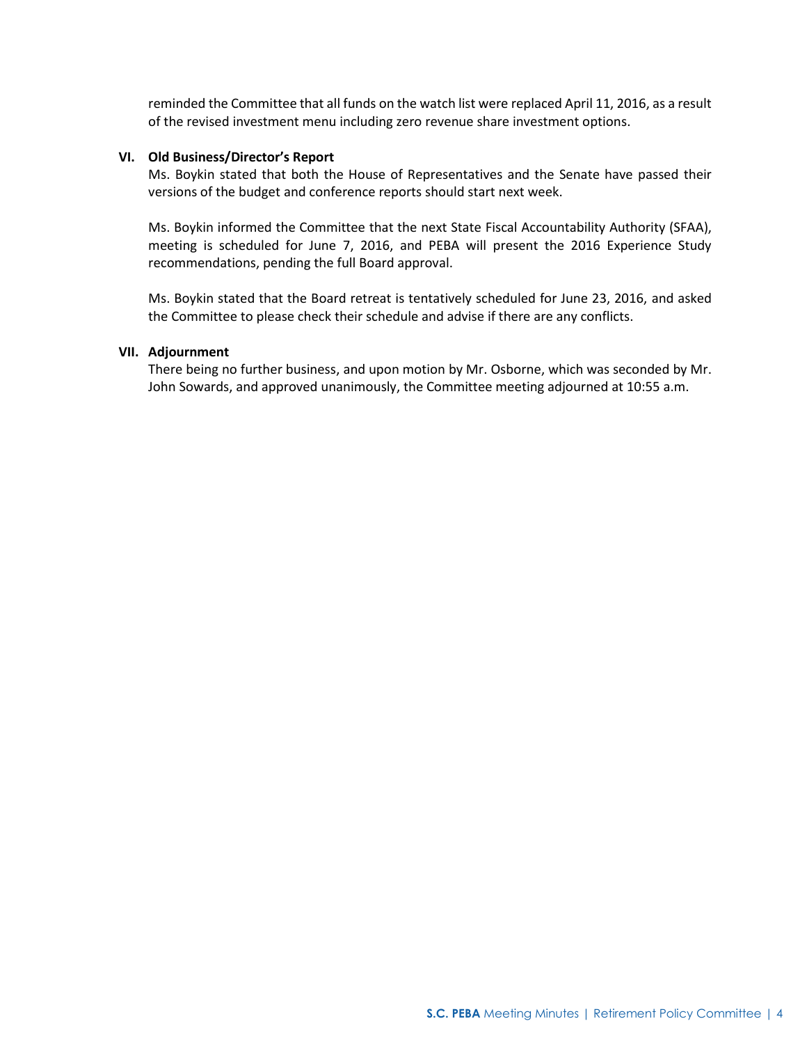reminded the Committee that all funds on the watch list were replaced April 11, 2016, as a result of the revised investment menu including zero revenue share investment options.

**VI. Old Business/Director's Report**

Ms. Boykin stated that both the House of Representatives and the Senate have passed their versions of the budget and conference reports should start next week.

Ms. Boykin informed the Committee that the next State Fiscal Accountability Authority (SFAA), meeting is scheduled for June 7, 2016, and PEBA will present the 2016 Experience Study recommendations, pending the full Board approval.

Ms. Boykin stated that the Board retreat is tentatively scheduled for June 23, 2016, and asked the Committee to please check their schedule and advise if there are any conflicts.

**VII. Adjournment**

There being no further business, and upon motion by Mr. Osborne, which was seconded by Mr. John Sowards, and approved unanimously, the Committee meeting adjourned at 10:55 a.m.